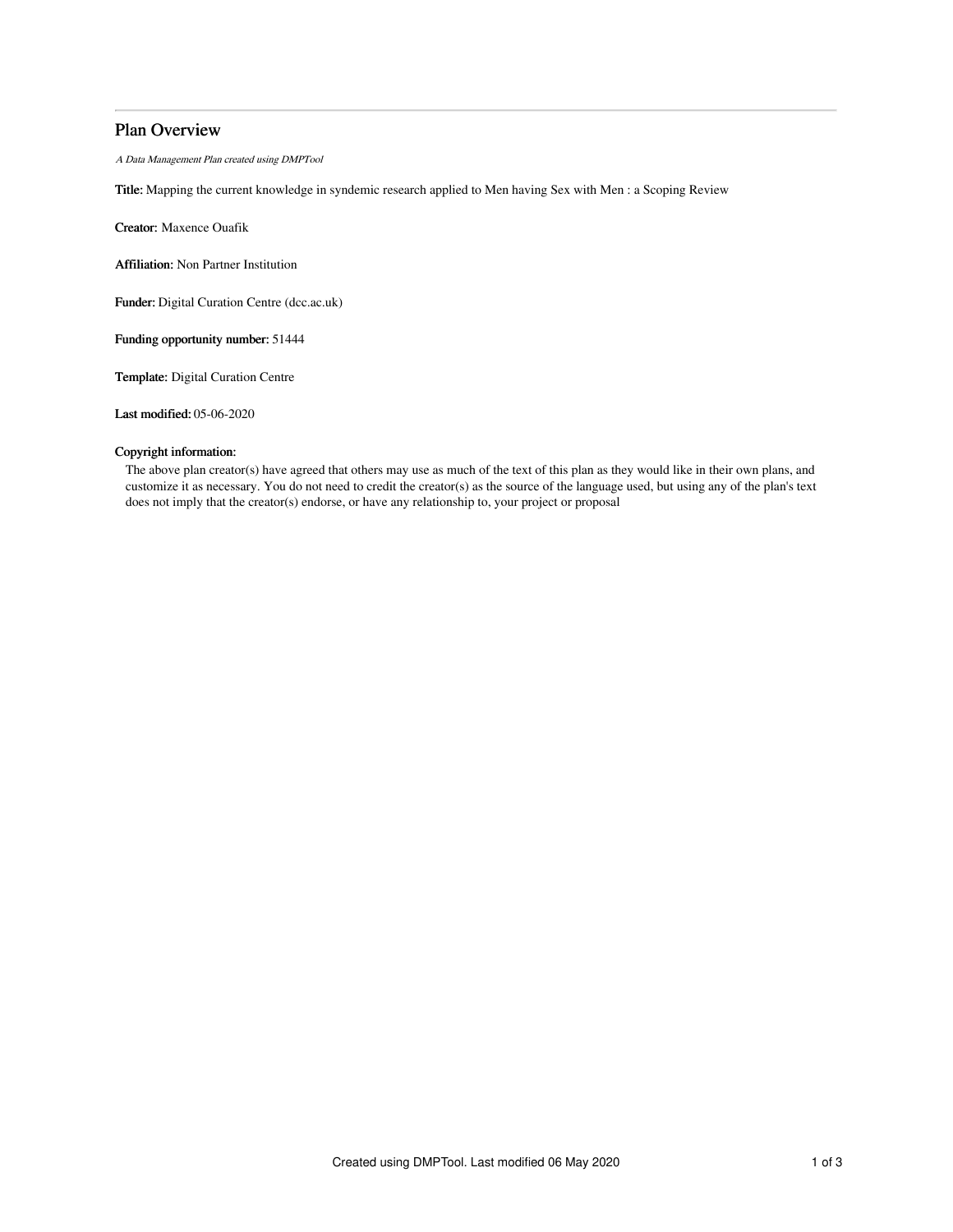# Plan Overview

*A Data Management Plan created using DMPTool*

**Title:** Mapping the current knowledge in syndemic research applied to Men having Sex with Men : a Scoping Review

**Creator:** Maxence Ouafik

**Affiliation:** Non Partner Institution

**Funder:** Digital Curation Centre (dcc.ac.uk)

**Funding opportunity number:** 51444

**Template:** Digital Curation Centre

**Last modified:** 05-06-2020

**Copyright information:**

The above plan creator(s) have agreed that others may use as much of the text of this plan as they would like in their own plans, and customize it as necessary. You do not need to credit the creator(s) as the source of the language used, but using any of the plan's text does not imply that the creator(s) endorse, or have any relationship to, your project or proposal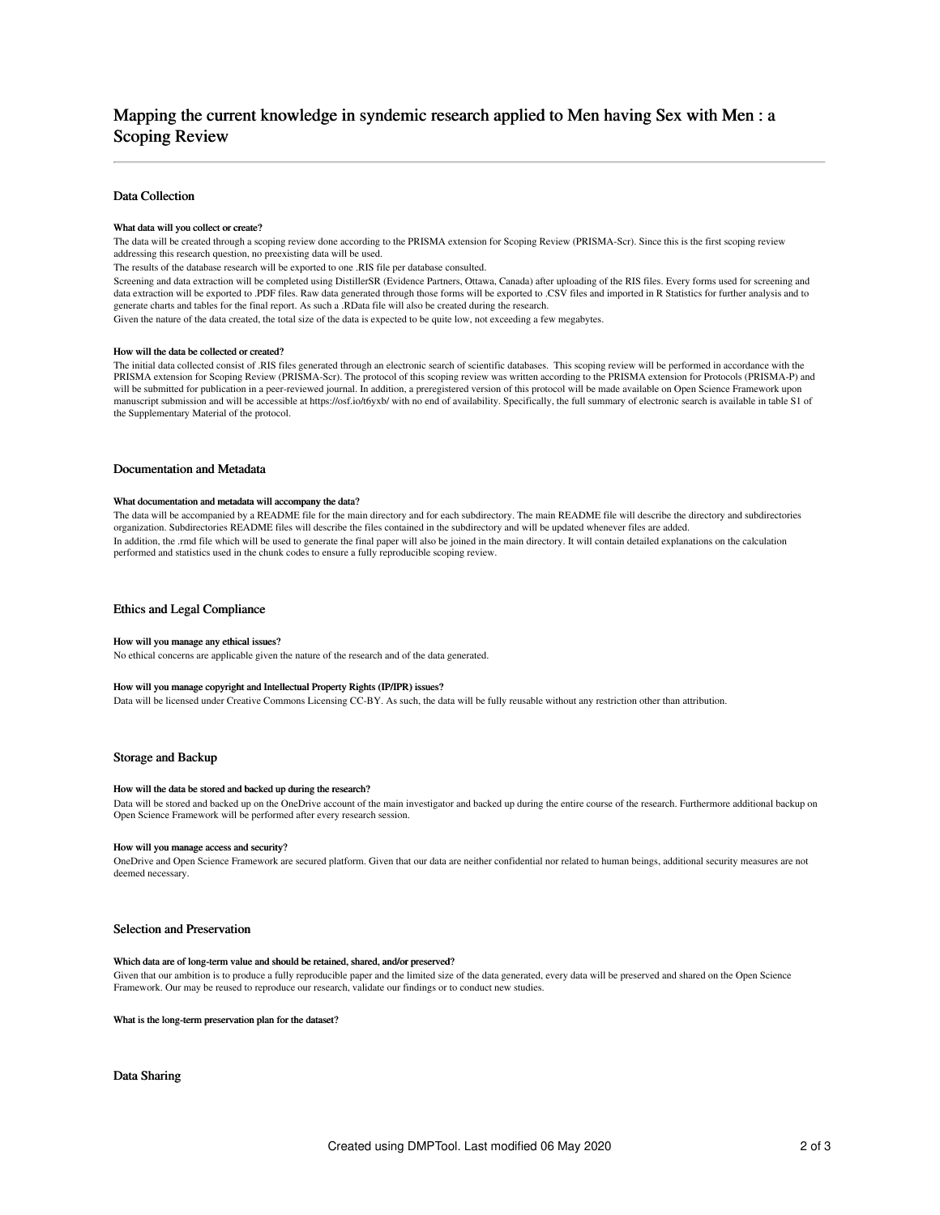# Mapping the current knowledge in syndemic research applied to Men having Sex with Men : a Scoping Review

## Data Collection

#### What data will you collect or create?

The data will be created through a scoping review done according to the PRISMA extension for Scoping Review (PRISMA-Scr). Since this is the first scoping review addressing this research question, no preexisting data will be used.

The results of the database research will be exported to one .RIS file per database consulted.

Screening and data extraction will be completed using DistillerSR (Evidence Partners, Ottawa, Canada) after uploading of the RIS files. Every forms used for screening and data extraction will be exported to .PDF files. Raw data generated through those forms will be exported to .CSV files and imported in R Statistics for further analysis and to generate charts and tables for the final report. As such a .RData file will also be created during the research.

Given the nature of the data created, the total size of the data is expected to be quite low, not exceeding a few megabytes.

#### How will the data be collected or created?

The initial data collected consist of .RIS files generated through an electronic search of scientific databases. This scoping review will be performed in accordance with the PRISMA extension for Scoping Review (PRISMA-Scr). The protocol of this scoping review was written according to the PRISMA extension for Protocols (PRISMA-P) and will be submitted for publication in a peer-reviewed journal. In addition, a preregistered version of this protocol will be made available on Open Science Framework upon manuscript submission and will be accessible at https://osf.io/t6yxb/ with no end of availability. Specifically, the full summary of electronic search is available in table S1 of the Supplementary Material of the protocol.

## Documentation and Metadata

#### What documentation and metadata will accompany the data?

The data will be accompanied by a README file for the main directory and for each subdirectory. The main README file will describe the directory and subdirectories organization. Subdirectories README files will describe the files contained in the subdirectory and will be updated whenever files are added.

In addition, the .rmd file which will be used to generate the final paper will also be joined in the main directory. It will contain detailed explanations on the calculation performed and statistics used in the chunk codes to ensure a fully reproducible scoping review.

## Ethics and Legal Compliance

#### How will you manage any ethical issues?

No ethical concerns are applicable given the nature of the research and of the data generated.

#### How will you manage copyright and Intellectual Property Rights (IP/IPR) issues?

Data will be licensed under Creative Commons Licensing CC-BY. As such, the data will be fully reusable without any restriction other than attribution.

## Storage and Backup

#### How will the data be stored and backed up during the research?

Data will be stored and backed up on the OneDrive account of the main investigator and backed up during the entire course of the research. Furthermore additional backup on Open Science Framework will be performed after every research session.

#### How will you manage access and security?

OneDrive and Open Science Framework are secured platform. Given that our data are neither confidential nor related to human beings, additional security measures are not deemed necessary.

## Selection and Preservation

#### Which data are of long-term value and should be retained, shared, and/or preserved?

Given that our ambition is to produce a fully reproducible paper and the limited size of the data generated, every data will be preserved and shared on the Open Science Framework. Our may be reused to reproduce our research, validate our findings or to conduct new studies.

#### What is the long-term preservation plan for the dataset?

## Data Sharing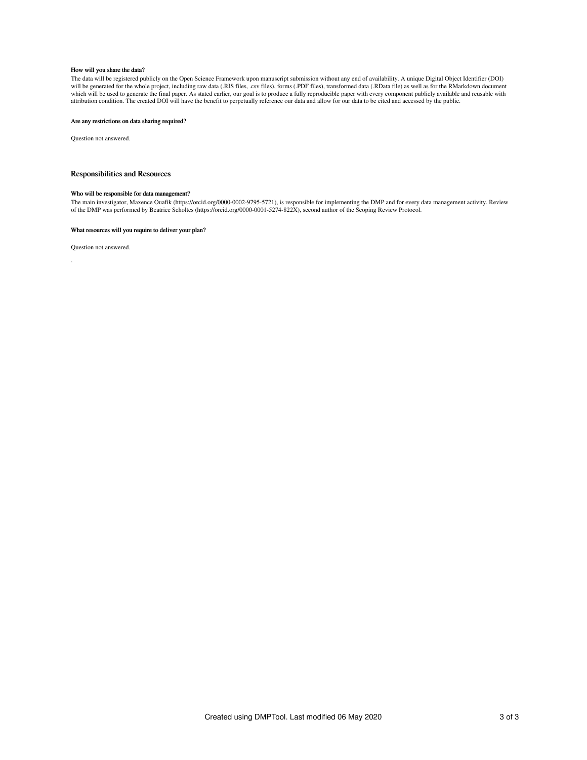#### How will you share the data?

The data will be registered publicly on the Open Science Framework upon manuscript submission without any end of availability. A unique Digital Object Identifier (DOI) will be generated for the whole project, including raw data (.RIS files, .csv files), forms (.PDF files), transformed data (.RData file) as well as for the RMarkdown document which will be used to generate the final paper. As stated earlier, our goal is to produce a fully reproducible paper with every component publicly available and reusable with attribution condition. The created DOI will have the benefit to perpetually reference our data and allow for our data to be cited and accessed by the public.

#### Are any restrictions on data sharing required?

Question not answered.

### Responsibilities and Resources

#### Who will be responsible for data management?

The main investigator, Maxence Ouafik (https://orcid.org/0000-0002-9795-5721), is responsible for implementing the DMP and for every data management activity. Review of the DMP was performed by Beatrice Scholtes (https://orcid.org/0000-0001-5274-822X), second author of the Scoping Review Protocol.

#### What resources will you require to deliver your plan?

Question not answered.